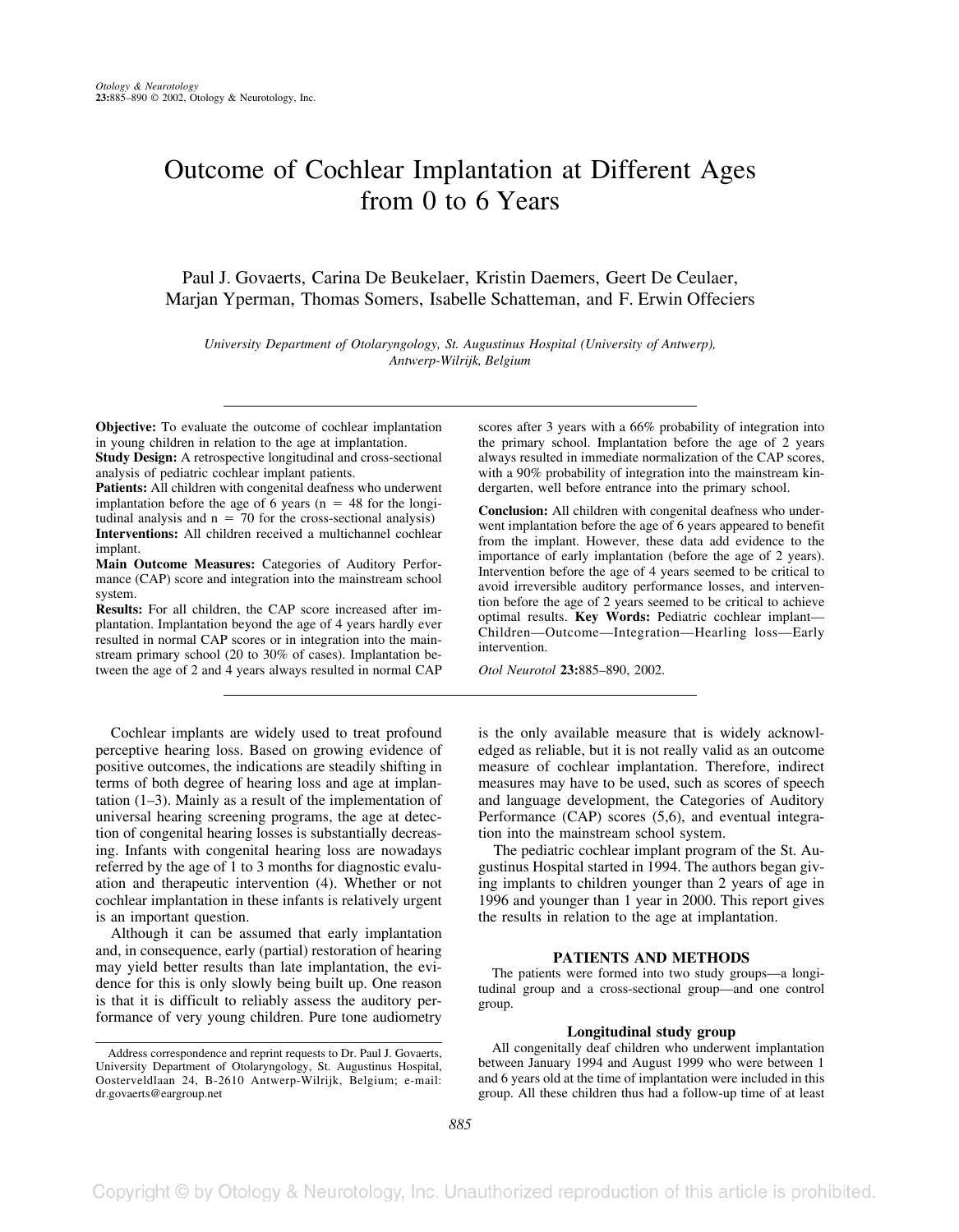# Outcome of Cochlear Implantation at Different Ages from 0 to 6 Years

Paul J. Govaerts, Carina De Beukelaer, Kristin Daemers, Geert De Ceulaer, Marjan Yperman, Thomas Somers, Isabelle Schatteman, and F. Erwin Offeciers

*University Department of Otolaryngology, St. Augustinus Hospital (University of Antwerp), Antwerp-Wilrijk, Belgium*

**Objective:** To evaluate the outcome of cochlear implantation in young children in relation to the age at implantation.
**Study Design:** A retrospective longitudinal and cross-sectional analysis of pediatric cochlear implant patients.
**Patients:** All children with congenital deafness who underwent implantation before the age of 6 years (n = 48 for the longitudinal analysis and n = 70 for the cross-sectional analysis)
**Interventions:** All children received a multichannel cochlear implant.
**Main Outcome Measures:** Categories of Auditory Performance (CAP) score and integration into the mainstream school system.
**Results:** For all children, the CAP score increased after implantation. Implantation beyond the age of 4 years hardly ever resulted in normal CAP scores or in integration into the mainstream primary school (20 to 30% of cases). Implantation between the age of 2 and 4 years always resulted in normal CAP scores after 3 years with a 66% probability of integration into the primary school. Implantation before the age of 2 years always resulted in immediate normalization of the CAP scores, with a 90% probability of integration into the mainstream kindergarten, well before entrance into the primary school.

**Conclusion:** All children with congenital deafness who underwent implantation before the age of 6 years appeared to benefit from the implant. However, these data add evidence to the importance of early implantation (before the age of 2 years). Intervention before the age of 4 years seemed to be critical to avoid irreversible auditory performance losses, and intervention before the age of 2 years seemed to be critical to achieve optimal results. **Key Words:** Pediatric cochlear implant—Children—Outcome—Integration—Hearling loss—Early intervention.

*Otol Neurotol* **23:**885–890, 2002.

Cochlear implants are widely used to treat profound perceptive hearing loss. Based on growing evidence of positive outcomes, the indications are steadily shifting in terms of both degree of hearing loss and age at implantation (1–3). Mainly as a result of the implementation of universal hearing screening programs, the age at detection of congenital hearing losses is substantially decreasing. Infants with congenital hearing loss are nowadays referred by the age of 1 to 3 months for diagnostic evaluation and therapeutic intervention (4). Whether or not cochlear implantation in these infants is relatively urgent is an important question.

Although it can be assumed that early implantation and, in consequence, early (partial) restoration of hearing may yield better results than late implantation, the evidence for this is only slowly being built up. One reason is that it is difficult to reliably assess the auditory performance of very young children. Pure tone audiometry is the only available measure that is widely acknowledged as reliable, but it is not really valid as an outcome measure of cochlear implantation. Therefore, indirect measures may have to be used, such as scores of speech and language development, the Categories of Auditory Performance (CAP) scores (5,6), and eventual integration into the mainstream school system.

The pediatric cochlear implant program of the St. Augustinus Hospital started in 1994. The authors began giving implants to children younger than 2 years of age in 1996 and younger than 1 year in 2000. This report gives the results in relation to the age at implantation.

## PATIENTS AND METHODS

The patients were formed into two study groups—a longitudinal group and a cross-sectional group—and one control group.

### Longitudinal study group

All congenitally deaf children who underwent implantation between January 1994 and August 1999 who were between 1 and 6 years old at the time of implantation were included in this group. All these children thus had a follow-up time of at least

Address correspondence and reprint requests to Dr. Paul J. Govaerts, University Department of Otolaryngology, St. Augustinus Hospital, Oosterveldlaan 24, B-2610 Antwerp-Wilrijk, Belgium; e-mail: dr.govaerts@eargroup.net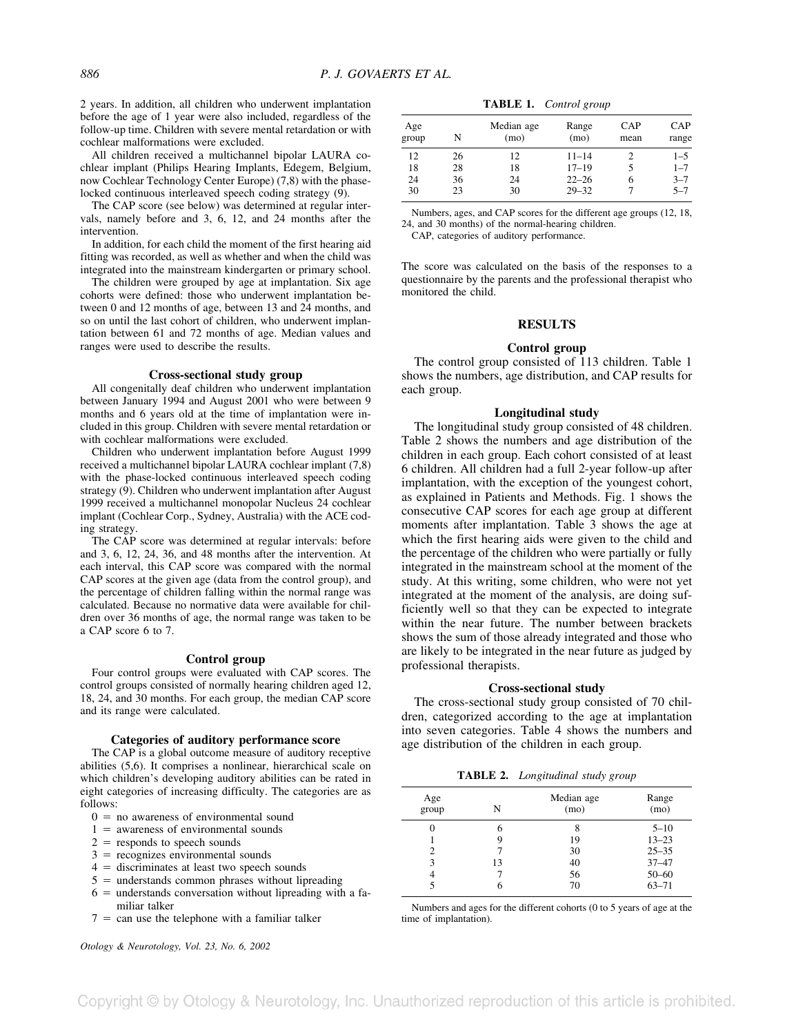2 years. In addition, all children who underwent implantation before the age of 1 year were also included, regardless of the follow-up time. Children with severe mental retardation or with cochlear malformations were excluded.

All children received a multichannel bipolar LAURA cochlear implant (Philips Hearing Implants, Edegem, Belgium, now Cochlear Technology Center Europe) (7,8) with the phase-locked continuous interleaved speech coding strategy (9).

The CAP score (see below) was determined at regular intervals, namely before and 3, 6, 12, and 24 months after the intervention.

In addition, for each child the moment of the first hearing aid fitting was recorded, as well as whether and when the child was integrated into the mainstream kindergarten or primary school.

The children were grouped by age at implantation. Six age cohorts were defined: those who underwent implantation between 0 and 12 months of age, between 13 and 24 months, and so on until the last cohort of children, who underwent implantation between 61 and 72 months of age. Median values and ranges were used to describe the results.

### Cross-sectional study group

All congenitally deaf children who underwent implantation between January 1994 and August 2001 who were between 9 months and 6 years old at the time of implantation were included in this group. Children with severe mental retardation or with cochlear malformations were excluded.

Children who underwent implantation before August 1999 received a multichannel bipolar LAURA cochlear implant (7,8) with the phase-locked continuous interleaved speech coding strategy (9). Children who underwent implantation after August 1999 received a multichannel monopolar Nucleus 24 cochlear implant (Cochlear Corp., Sydney, Australia) with the ACE coding strategy.

The CAP score was determined at regular intervals: before and 3, 6, 12, 24, 36, and 48 months after the intervention. At each interval, this CAP score was compared with the normal CAP scores at the given age (data from the control group), and the percentage of children falling within the normal range was calculated. Because no normative data were available for children over 36 months of age, the normal range was taken to be a CAP score 6 to 7.

### Control group

Four control groups were evaluated with CAP scores. The control groups consisted of normally hearing children aged 12, 18, 24, and 30 months. For each group, the median CAP score and its range were calculated.

### Categories of auditory performance score

The CAP is a global outcome measure of auditory receptive abilities (5,6). It comprises a nonlinear, hierarchical scale on which children's developing auditory abilities can be rated in eight categories of increasing difficulty. The categories are as follows:

- 0 = no awareness of environmental sound
- 1 = awareness of environmental sounds
- 2 = responds to speech sounds
- 3 = recognizes environmental sounds
- 4 = discriminates at least two speech sounds
- 5 = understands common phrases without lipreading
- 6 = understands conversation without lipreading with a familiar talker
- 7 = can use the telephone with a familiar talker

The score was calculated on the basis of the responses to a questionnaire by the parents and the professional therapist who monitored the child.

**TABLE 1.** *Control group*

| Age group | N | Median age (mo) | Range (mo) | CAP mean | CAP range |
|---|---|---|---|---|---|
| 12 | 26 | 12 | 11–14 | 2 | 1–5 |
| 18 | 28 | 18 | 17–19 | 5 | 1–7 |
| 24 | 36 | 24 | 22–26 | 6 | 3–7 |
| 30 | 23 | 30 | 29–32 | 7 | 5–7 |

Numbers, ages, and CAP scores for the different age groups (12, 18, 24, and 30 months) of the normal-hearing children.

CAP, categories of auditory performance.

## RESULTS

### Control group

The control group consisted of 113 children. Table 1 shows the numbers, age distribution, and CAP results for each group.

### Longitudinal study

The longitudinal study group consisted of 48 children. Table 2 shows the numbers and age distribution of the children in each group. Each cohort consisted of at least 6 children. All children had a full 2-year follow-up after implantation, with the exception of the youngest cohort, as explained in Patients and Methods. Fig. 1 shows the consecutive CAP scores for each age group at different moments after implantation. Table 3 shows the age at which the first hearing aids were given to the child and the percentage of the children who were partially or fully integrated in the mainstream school at the moment of the study. At this writing, some children, who were not yet integrated at the moment of the analysis, are doing sufficiently well so that they can be expected to integrate within the near future. The number between brackets shows the sum of those already integrated and those who are likely to be integrated in the near future as judged by professional therapists.

### Cross-sectional study

The cross-sectional study group consisted of 70 children, categorized according to the age at implantation into seven categories. Table 4 shows the numbers and age distribution of the children in each group.

**TABLE 2.** *Longitudinal study group*

| Age group | N | Median age (mo) | Range (mo) |
|---|---|---|---|
| 0 | 6 | 8 | 5–10 |
| 1 | 9 | 19 | 13–23 |
| 2 | 7 | 30 | 25–35 |
| 3 | 13 | 40 | 37–47 |
| 4 | 7 | 56 | 50–60 |
| 5 | 6 | 70 | 63–71 |

Numbers and ages for the different cohorts (0 to 5 years of age at the time of implantation).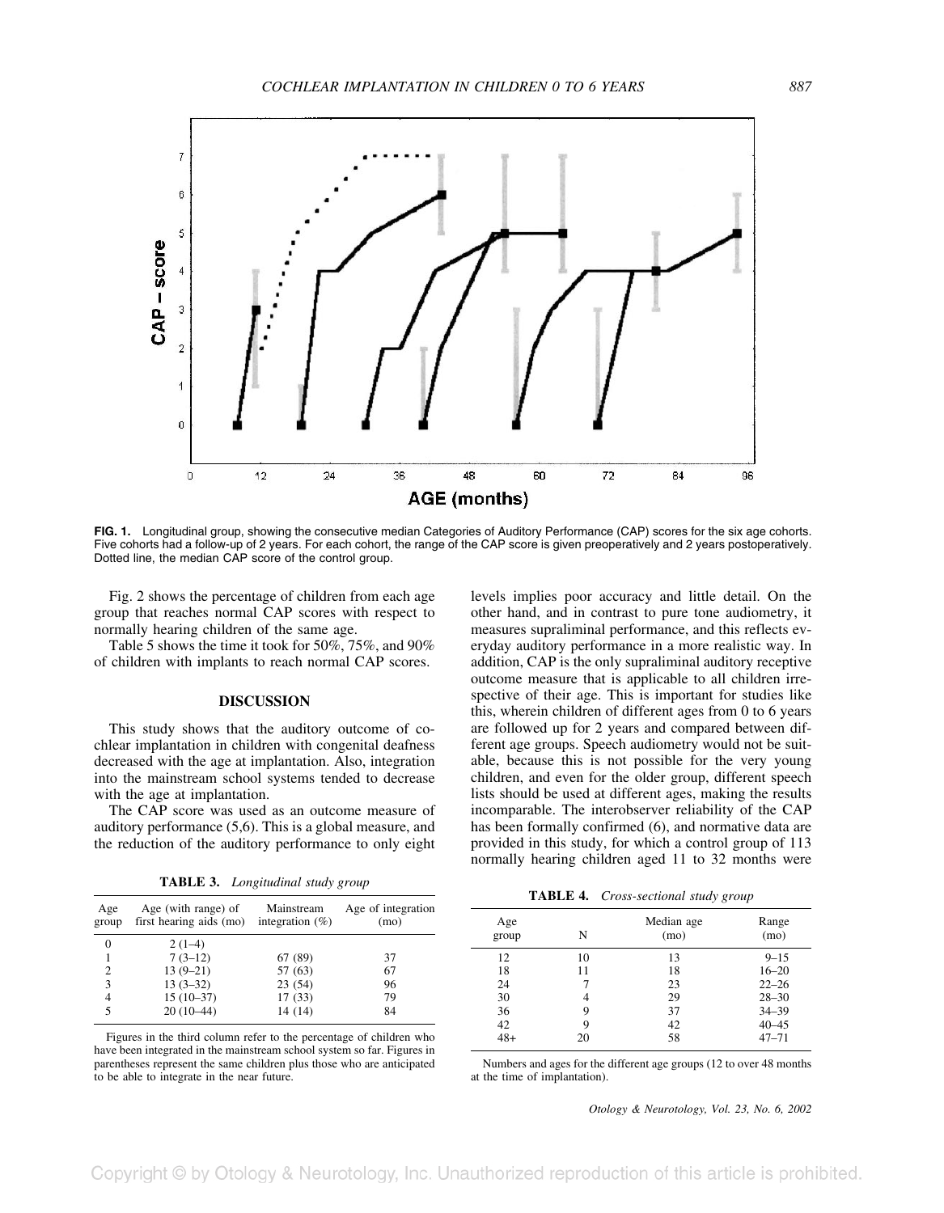FIG. 1. Longitudinal group, showing the consecutive median Categories of Auditory Performance (CAP) scores for the six age cohorts. Five cohorts had a follow-up of 2 years. For each cohort, the range of the CAP score is given preoperatively and 2 years postoperatively. Dotted line, the median CAP score of the control group.

Fig. 2 shows the percentage of children from each age group that reaches normal CAP scores with respect to normally hearing children of the same age.

Table 5 shows the time it took for 50%, 75%, and 90% of children with implants to reach normal CAP scores.

## DISCUSSION

This study shows that the auditory outcome of cochlear implantation in children with congenital deafness decreased with the age at implantation. Also, integration into the mainstream school systems tended to decrease with the age at implantation.

The CAP score was used as an outcome measure of auditory performance (5,6). This is a global measure, and the reduction of the auditory performance to only eight levels implies poor accuracy and little detail. On the other hand, and in contrast to pure tone audiometry, it measures supraliminal performance, and this reflects everyday auditory performance in a more realistic way. In addition, CAP is the only supraliminal auditory receptive outcome measure that is applicable to all children irrespective of their age. This is important for studies like this, wherein children of different ages from 0 to 6 years are followed up for 2 years and compared between different age groups. Speech audiometry would not be suitable, because this is not possible for the very young children, and even for the older group, different speech lists should be used at different ages, making the results incomparable. The interobserver reliability of the CAP has been formally confirmed (6), and normative data are provided in this study, for which a control group of 113 normally hearing children aged 11 to 32 months were

**TABLE 3.** *Longitudinal study group*

| Age group | Age (with range) of first hearing aids (mo) | Mainstream integration (%) | Age of integration (mo) |
|---|---|---|---|
| 0 | 2 (1–4) | | |
| 1 | 7 (3–12) | 67 (89) | 37 |
| 2 | 13 (9–21) | 57 (63) | 67 |
| 3 | 13 (3–32) | 23 (54) | 96 |
| 4 | 15 (10–37) | 17 (33) | 79 |
| 5 | 20 (10–44) | 14 (14) | 84 |

Figures in the third column refer to the percentage of children who have been integrated in the mainstream school system so far. Figures in parentheses represent the same children plus those who are anticipated to be able to integrate in the near future.

**TABLE 4.** *Cross-sectional study group*

| Age group | N | Median age (mo) | Range (mo) |
|---|---|---|---|
| 12 | 10 | 13 | 9–15 |
| 18 | 11 | 18 | 16–20 |
| 24 | 7 | 23 | 22–26 |
| 30 | 4 | 29 | 28–30 |
| 36 | 9 | 37 | 34–39 |
| 42 | 9 | 42 | 40–45 |
| 48+ | 20 | 58 | 47–71 |

Numbers and ages for the different age groups (12 to over 48 months at the time of implantation).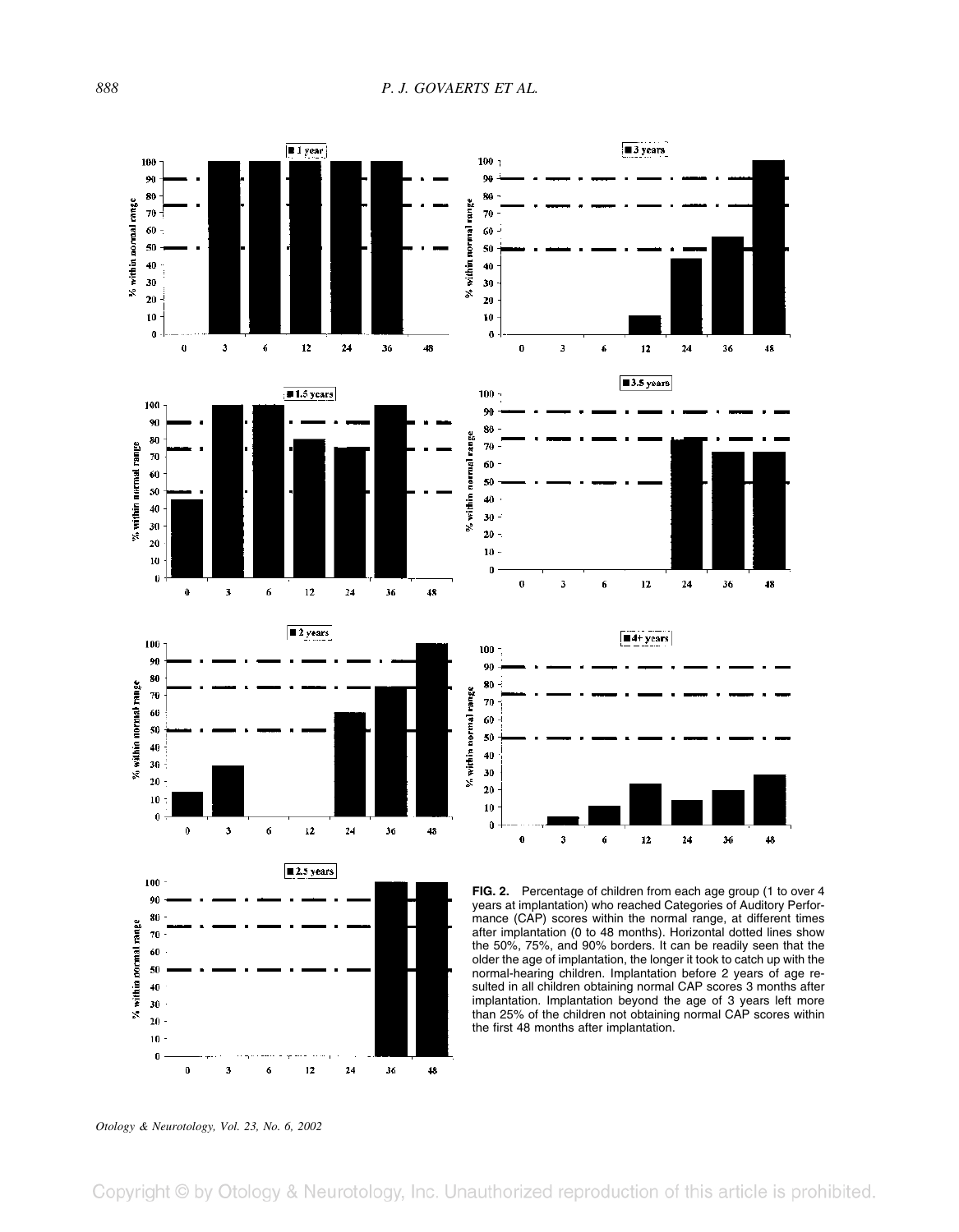**FIG. 2.** Percentage of children from each age group (1 to over 4 years at implantation) who reached Categories of Auditory Performance (CAP) scores within the normal range, at different times after implantation (0 to 48 months). Horizontal dotted lines show the 50%, 75%, and 90% borders. It can be readily seen that the older the age of implantation, the longer it took to catch up with the normal-hearing children. Implantation before 2 years of age resulted in all children obtaining normal CAP scores 3 months after implantation. Implantation beyond the age of 3 years left more than 25% of the children not obtaining normal CAP scores within the first 48 months after implantation.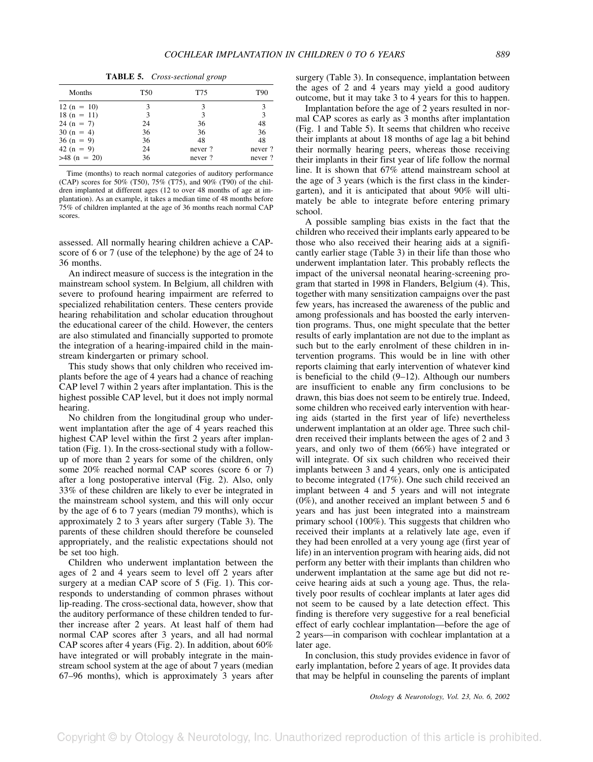**TABLE 5.** *Cross-sectional group*

| Months | T50 | T75 | T90 |
|---|---|---|---|
| 12 (n = 10) | 3 | 3 | 3 |
| 18 (n = 11) | 3 | 3 | 3 |
| 24 (n = 7) | 24 | 36 | 48 |
| 30 (n = 4) | 36 | 36 | 36 |
| 36 (n = 9) | 36 | 48 | 48 |
| 42 (n = 9) | 24 | never ? | never ? |
| >48 (n = 20) | 36 | never ? | never ? |

Time (months) to reach normal categories of auditory performance (CAP) scores for 50% (T50), 75% (T75), and 90% (T90) of the children implanted at different ages (12 to over 48 months of age at implantation). As an example, it takes a median time of 48 months before 75% of children implanted at the age of 36 months reach normal CAP scores.

assessed. All normally hearing children achieve a CAP-score of 6 or 7 (use of the telephone) by the age of 24 to 36 months.

An indirect measure of success is the integration in the mainstream school system. In Belgium, all children with severe to profound hearing impairment are referred to specialized rehabilitation centers. These centers provide hearing rehabilitation and scholar education throughout the educational career of the child. However, the centers are also stimulated and financially supported to promote the integration of a hearing-impaired child in the mainstream kindergarten or primary school.

This study shows that only children who received implants before the age of 4 years had a chance of reaching CAP level 7 within 2 years after implantation. This is the highest possible CAP level, but it does not imply normal hearing.

No children from the longitudinal group who underwent implantation after the age of 4 years reached this highest CAP level within the first 2 years after implantation (Fig. 1). In the cross-sectional study with a follow-up of more than 2 years for some of the children, only some 20% reached normal CAP scores (score 6 or 7) after a long postoperative interval (Fig. 2). Also, only 33% of these children are likely to ever be integrated in the mainstream school system, and this will only occur by the age of 6 to 7 years (median 79 months), which is approximately 2 to 3 years after surgery (Table 3). The parents of these children should therefore be counseled appropriately, and the realistic expectations should not be set too high.

Children who underwent implantation between the ages of 2 and 4 years seem to level off 2 years after surgery at a median CAP score of 5 (Fig. 1). This corresponds to understanding of common phrases without lip-reading. The cross-sectional data, however, show that the auditory performance of these children tended to further increase after 2 years. At least half of them had normal CAP scores after 3 years, and all had normal CAP scores after 4 years (Fig. 2). In addition, about 60% have integrated or will probably integrate in the mainstream school system at the age of about 7 years (median 67–96 months), which is approximately 3 years after surgery (Table 3). In consequence, implantation between the ages of 2 and 4 years may yield a good auditory outcome, but it may take 3 to 4 years for this to happen.

Implantation before the age of 2 years resulted in normal CAP scores as early as 3 months after implantation (Fig. 1 and Table 5). It seems that children who receive their implants at about 18 months of age lag a bit behind their normally hearing peers, whereas those receiving their implants in their first year of life follow the normal line. It is shown that 67% attend mainstream school at the age of 3 years (which is the first class in the kindergarten), and it is anticipated that about 90% will ultimately be able to integrate before entering primary school.

A possible sampling bias exists in the fact that the children who received their implants early appeared to be those who also received their hearing aids at a significantly earlier stage (Table 3) in their life than those who underwent implantation later. This probably reflects the impact of the universal neonatal hearing-screening program that started in 1998 in Flanders, Belgium (4). This, together with many sensitization campaigns over the past few years, has increased the awareness of the public and among professionals and has boosted the early intervention programs. Thus, one might speculate that the better results of early implantation are not due to the implant as such but to the early enrolment of these children in intervention programs. This would be in line with other reports claiming that early intervention of whatever kind is beneficial to the child (9–12). Although our numbers are insufficient to enable any firm conclusions to be drawn, this bias does not seem to be entirely true. Indeed, some children who received early intervention with hearing aids (started in the first year of life) nevertheless underwent implantation at an older age. Three such children received their implants between the ages of 2 and 3 years, and only two of them (66%) have integrated or will integrate. Of six such children who received their implants between 3 and 4 years, only one is anticipated to become integrated (17%). One such child received an implant between 4 and 5 years and will not integrate (0%), and another received an implant between 5 and 6 years and has just been integrated into a mainstream primary school (100%). This suggests that children who received their implants at a relatively late age, even if they had been enrolled at a very young age (first year of life) in an intervention program with hearing aids, did not perform any better with their implants than children who underwent implantation at the same age but did not receive hearing aids at such a young age. Thus, the relatively poor results of cochlear implants at later ages did not seem to be caused by a late detection effect. This finding is therefore very suggestive for a real beneficial effect of early cochlear implantation—before the age of 2 years—in comparison with cochlear implantation at a later age.

In conclusion, this study provides evidence in favor of early implantation, before 2 years of age. It provides data that may be helpful in counseling the parents of implant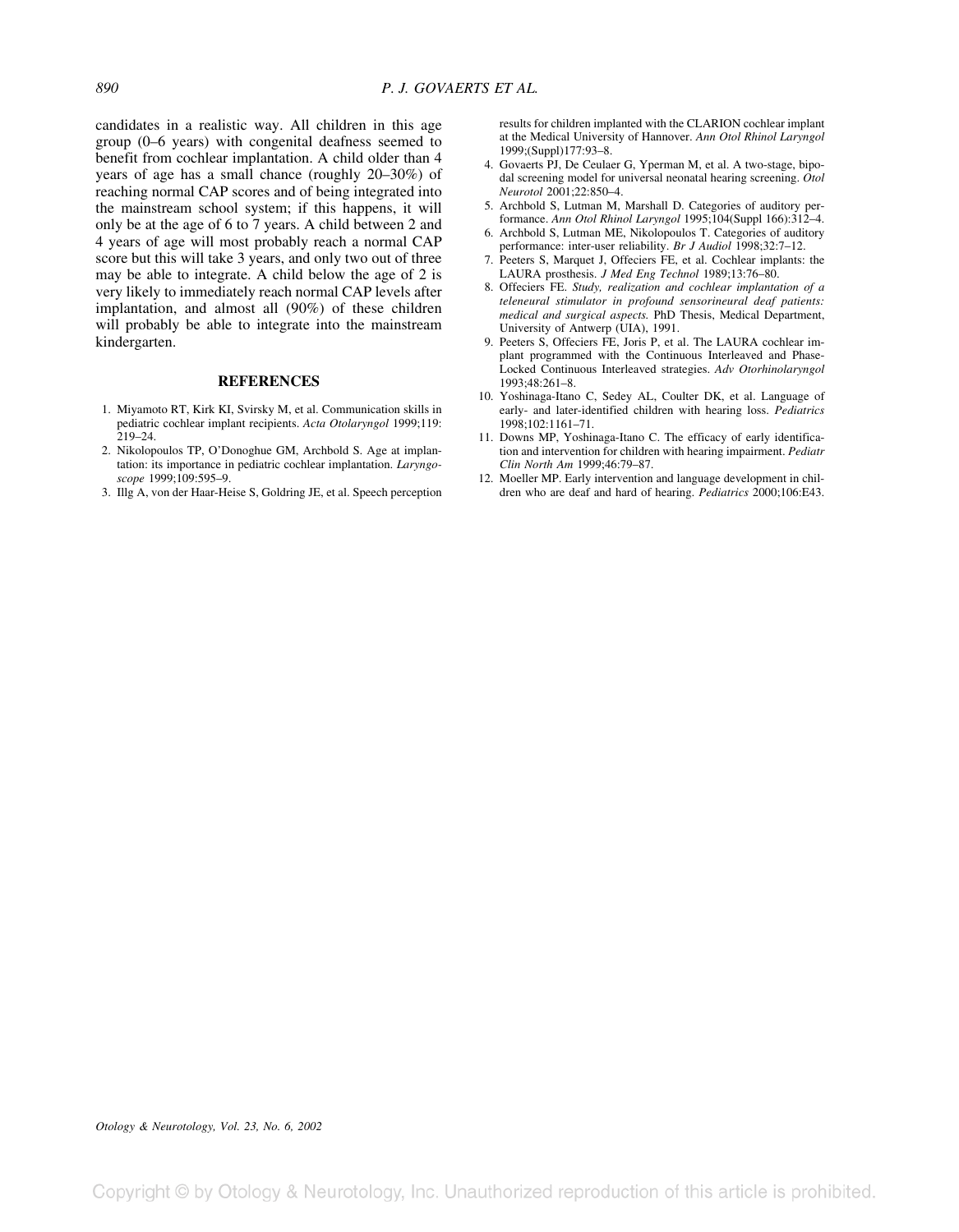candidates in a realistic way. All children in this age group (0–6 years) with congenital deafness seemed to benefit from cochlear implantation. A child older than 4 years of age has a small chance (roughly 20–30%) of reaching normal CAP scores and of being integrated into the mainstream school system; if this happens, it will only be at the age of 6 to 7 years. A child between 2 and 4 years of age will most probably reach a normal CAP score but this will take 3 years, and only two out of three may be able to integrate. A child below the age of 2 is very likely to immediately reach normal CAP levels after implantation, and almost all (90%) of these children will probably be able to integrate into the mainstream kindergarten.

## REFERENCES

1. Miyamoto RT, Kirk KI, Svirsky M, et al. Communication skills in pediatric cochlear implant recipients. *Acta Otolaryngol* 1999;119: 219–24.
2. Nikolopoulos TP, O'Donoghue GM, Archbold S. Age at implantation: its importance in pediatric cochlear implantation. *Laryngoscope* 1999;109:595–9.
3. Illg A, von der Haar-Heise S, Goldring JE, et al. Speech perception results for children implanted with the CLARION cochlear implant at the Medical University of Hannover. *Ann Otol Rhinol Laryngol* 1999;(Suppl)177:93–8.
4. Govaerts PJ, De Ceulaer G, Yperman M, et al. A two-stage, bipodal screening model for universal neonatal hearing screening. *Otol Neurotol* 2001;22:850–4.
5. Archbold S, Lutman M, Marshall D. Categories of auditory performance. *Ann Otol Rhinol Laryngol* 1995;104(Suppl 166):312–4.
6. Archbold S, Lutman ME, Nikolopoulos T. Categories of auditory performance: inter-user reliability. *Br J Audiol* 1998;32:7–12.
7. Peeters S, Marquet J, Offeciers FE, et al. Cochlear implants: the LAURA prosthesis. *J Med Eng Technol* 1989;13:76–80.
8. Offeciers FE. *Study, realization and cochlear implantation of a teleneural stimulator in profound sensorineural deaf patients: medical and surgical aspects.* PhD Thesis, Medical Department, University of Antwerp (UIA), 1991.
9. Peeters S, Offeciers FE, Joris P, et al. The LAURA cochlear implant programmed with the Continuous Interleaved and Phase-Locked Continuous Interleaved strategies. *Adv Otorhinolaryngol* 1993;48:261–8.
10. Yoshinaga-Itano C, Sedey AL, Coulter DK, et al. Language of early- and later-identified children with hearing loss. *Pediatrics* 1998;102:1161–71.
11. Downs MP, Yoshinaga-Itano C. The efficacy of early identification and intervention for children with hearing impairment. *Pediatr Clin North Am* 1999;46:79–87.
12. Moeller MP. Early intervention and language development in children who are deaf and hard of hearing. *Pediatrics* 2000;106:E43.